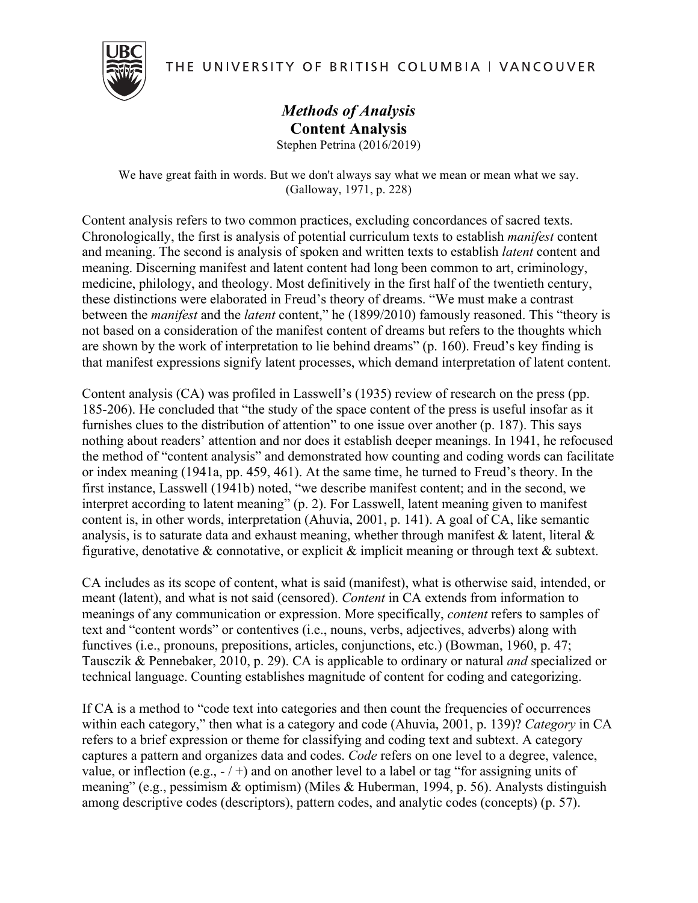# *Methods of Analysis*

## Content Analysis

Stephen Petrina (2016/2019)

We have great faith in words. But we don't always say what we mean or mean what we say. (Galloway, 1971, p. 228)

Content analysis refers to two common practices, excluding concordances of sacred texts. Chronologically, the first is analysis of potential curriculum texts to establish *manifest* content and meaning. The second is analysis of spoken and written texts to establish *latent* content and meaning. Discerning manifest and latent content had long been common to art, criminology, medicine, philology, and theology. Most definitively in the first half of the twentieth century, these distinctions were elaborated in Freud's theory of dreams. "We must make a contrast between the *manifest* and the *latent* content," he (1899/2010) famously reasoned. This "theory is not based on a consideration of the manifest content of dreams but refers to the thoughts which are shown by the work of interpretation to lie behind dreams" (p. 160). Freud's key finding is that manifest expressions signify latent processes, which demand interpretation of latent content.

Content analysis (CA) was profiled in Lasswell's (1935) review of research on the press (pp. 185-206). He concluded that "the study of the space content of the press is useful insofar as it furnishes clues to the distribution of attention" to one issue over another (p. 187). This says nothing about readers' attention and nor does it establish deeper meanings. In 1941, he refocused the method of "content analysis" and demonstrated how counting and coding words can facilitate or index meaning (1941a, pp. 459, 461). At the same time, he turned to Freud's theory. In the first instance, Lasswell (1941b) noted, "we describe manifest content; and in the second, we interpret according to latent meaning" (p. 2). For Lasswell, latent meaning given to manifest content is, in other words, interpretation (Ahuvia, 2001, p. 141). A goal of CA, like semantic analysis, is to saturate data and exhaust meaning, whether through manifest & latent, literal & figurative, denotative & connotative, or explicit & implicit meaning or through text & subtext.

CA includes as its scope of content, what is said (manifest), what is otherwise said, intended, or meant (latent), and what is not said (censored). *Content* in CA extends from information to meanings of any communication or expression. More specifically, *content* refers to samples of text and "content words" or contentives (i.e., nouns, verbs, adjectives, adverbs) along with functives (i.e., pronouns, prepositions, articles, conjunctions, etc.) (Bowman, 1960, p. 47; Tausczik & Pennebaker, 2010, p. 29). CA is applicable to ordinary or natural *and* specialized or technical language. Counting establishes magnitude of content for coding and categorizing.

If CA is a method to "code text into categories and then count the frequencies of occurrences within each category," then what is a category and code (Ahuvia, 2001, p. 139)? *Category* in CA refers to a brief expression or theme for classifying and coding text and subtext. A category captures a pattern and organizes data and codes. *Code* refers on one level to a degree, valence, value, or inflection (e.g., - / +) and on another level to a label or tag "for assigning units of meaning" (e.g., pessimism & optimism) (Miles & Huberman, 1994, p. 56). Analysts distinguish among descriptive codes (descriptors), pattern codes, and analytic codes (concepts) (p. 57).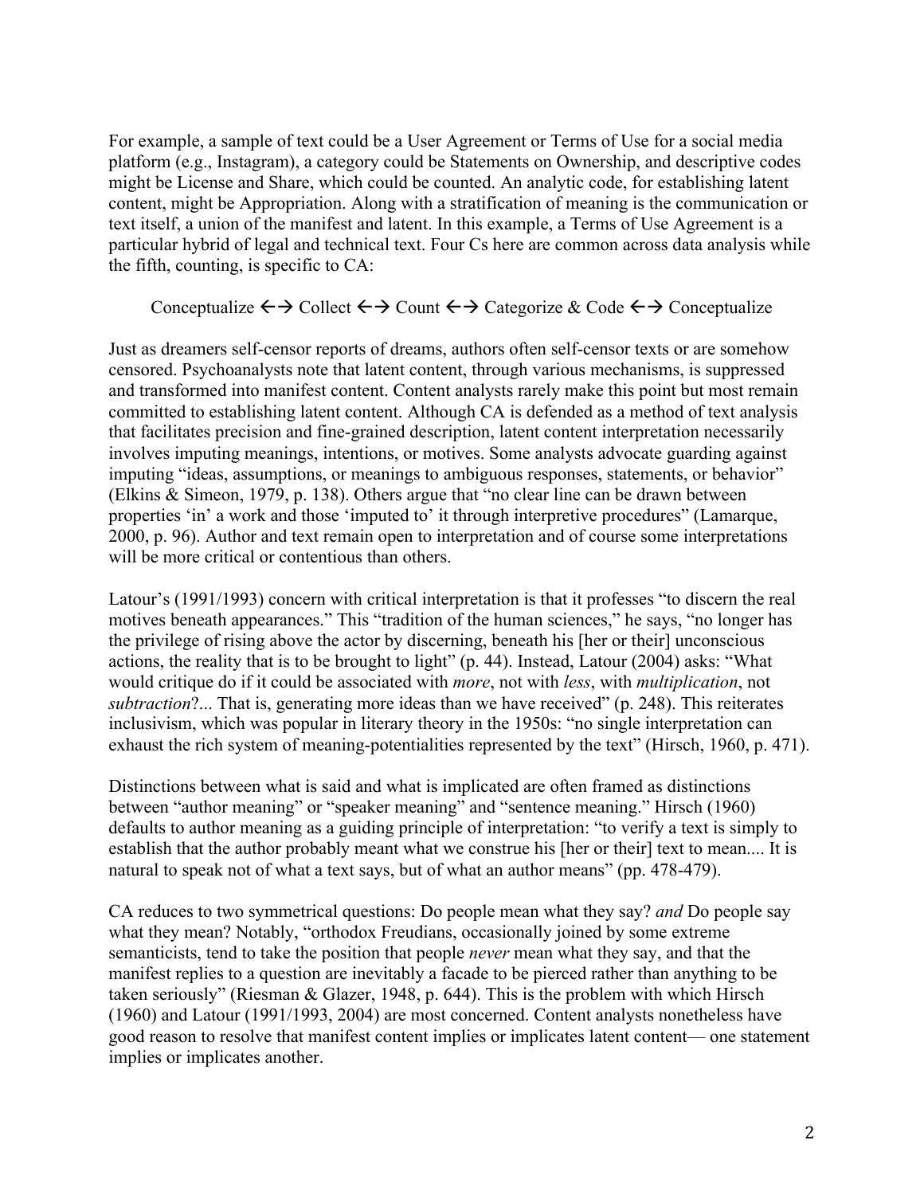For example, a sample of text could be a User Agreement or Terms of Use for a social media platform (e.g., Instagram), a category could be Statements on Ownership, and descriptive codes might be License and Share, which could be counted. An analytic code, for establishing latent content, might be Appropriation. Along with a stratification of meaning is the communication or text itself, a union of the manifest and latent. In this example, a Terms of Use Agreement is a particular hybrid of legal and technical text. Four Cs here are common across data analysis while the fifth, counting, is specific to CA:

Conceptualize ←→ Collect ←→ Count ←→ Categorize & Code ←→ Conceptualize

Just as dreamers self-censor reports of dreams, authors often self-censor texts or are somehow censored. Psychoanalysts note that latent content, through various mechanisms, is suppressed and transformed into manifest content. Content analysts rarely make this point but most remain committed to establishing latent content. Although CA is defended as a method of text analysis that facilitates precision and fine-grained description, latent content interpretation necessarily involves imputing meanings, intentions, or motives. Some analysts advocate guarding against imputing "ideas, assumptions, or meanings to ambiguous responses, statements, or behavior" (Elkins & Simeon, 1979, p. 138). Others argue that "no clear line can be drawn between properties 'in' a work and those 'imputed to' it through interpretive procedures" (Lamarque, 2000, p. 96). Author and text remain open to interpretation and of course some interpretations will be more critical or contentious than others.

Latour's (1991/1993) concern with critical interpretation is that it professes "to discern the real motives beneath appearances." This "tradition of the human sciences," he says, "no longer has the privilege of rising above the actor by discerning, beneath his [her or their] unconscious actions, the reality that is to be brought to light" (p. 44). Instead, Latour (2004) asks: "What would critique do if it could be associated with *more*, not with *less*, with *multiplication*, not *subtraction*?... That is, generating more ideas than we have received" (p. 248). This reiterates inclusivism, which was popular in literary theory in the 1950s: "no single interpretation can exhaust the rich system of meaning-potentialities represented by the text" (Hirsch, 1960, p. 471).

Distinctions between what is said and what is implicated are often framed as distinctions between "author meaning" or "speaker meaning" and "sentence meaning." Hirsch (1960) defaults to author meaning as a guiding principle of interpretation: "to verify a text is simply to establish that the author probably meant what we construe his [her or their] text to mean.... It is natural to speak not of what a text says, but of what an author means" (pp. 478-479).

CA reduces to two symmetrical questions: Do people mean what they say? *and* Do people say what they mean? Notably, "orthodox Freudians, occasionally joined by some extreme semanticists, tend to take the position that people *never* mean what they say, and that the manifest replies to a question are inevitably a facade to be pierced rather than anything to be taken seriously" (Riesman & Glazer, 1948, p. 644). This is the problem with which Hirsch (1960) and Latour (1991/1993, 2004) are most concerned. Content analysts nonetheless have good reason to resolve that manifest content implies or implicates latent content— one statement implies or implicates another.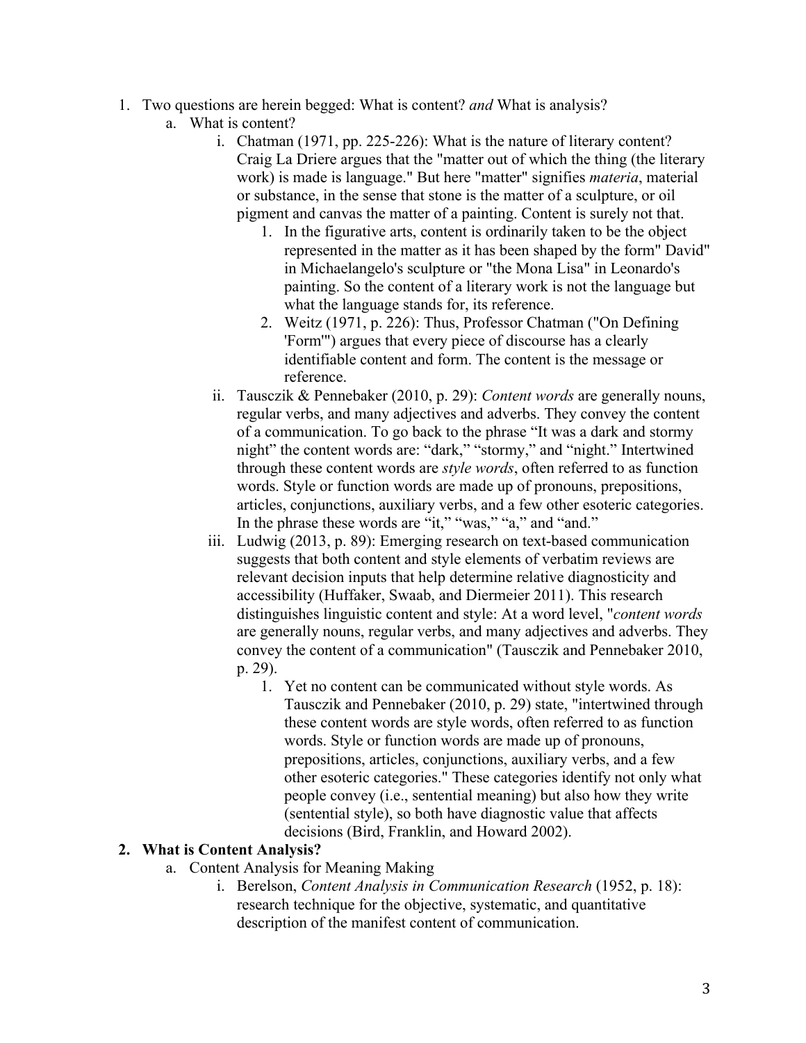1. Two questions are herein begged: What is content? *and* What is analysis?
    a. What is content?
        i. Chatman (1971, pp. 225-226): What is the nature of literary content? Craig La Driere argues that the "matter out of which the thing (the literary work) is made is language." But here "matter" signifies *materia*, material or substance, in the sense that stone is the matter of a sculpture, or oil pigment and canvas the matter of a painting. Content is surely not that.
            1. In the figurative arts, content is ordinarily taken to be the object represented in the matter as it has been shaped by the form" David" in Michaelangelo's sculpture or "the Mona Lisa" in Leonardo's painting. So the content of a literary work is not the language but what the language stands for, its reference.
            2. Weitz (1971, p. 226): Thus, Professor Chatman ("On Defining 'Form'") argues that every piece of discourse has a clearly identifiable content and form. The content is the message or reference.
        ii. Tausczik & Pennebaker (2010, p. 29): *Content words* are generally nouns, regular verbs, and many adjectives and adverbs. They convey the content of a communication. To go back to the phrase "It was a dark and stormy night" the content words are: "dark," "stormy," and "night." Intertwined through these content words are *style words*, often referred to as function words. Style or function words are made up of pronouns, prepositions, articles, conjunctions, auxiliary verbs, and a few other esoteric categories. In the phrase these words are "it," "was," "a," and "and."
        iii. Ludwig (2013, p. 89): Emerging research on text-based communication suggests that both content and style elements of verbatim reviews are relevant decision inputs that help determine relative diagnosticity and accessibility (Huffaker, Swaab, and Diermeier 2011). This research distinguishes linguistic content and style: At a word level, "*content words* are generally nouns, regular verbs, and many adjectives and adverbs. They convey the content of a communication" (Tausczik and Pennebaker 2010, p. 29).
            1. Yet no content can be communicated without style words. As Tausczik and Pennebaker (2010, p. 29) state, "intertwined through these content words are style words, often referred to as function words. Style or function words are made up of pronouns, prepositions, articles, conjunctions, auxiliary verbs, and a few other esoteric categories." These categories identify not only what people convey (i.e., sentential meaning) but also how they write (sentential style), so both have diagnostic value that affects decisions (Bird, Franklin, and Howard 2002).

2. **What is Content Analysis?**
    a. Content Analysis for Meaning Making
        i. Berelson, *Content Analysis in Communication Research* (1952, p. 18): research technique for the objective, systematic, and quantitative description of the manifest content of communication.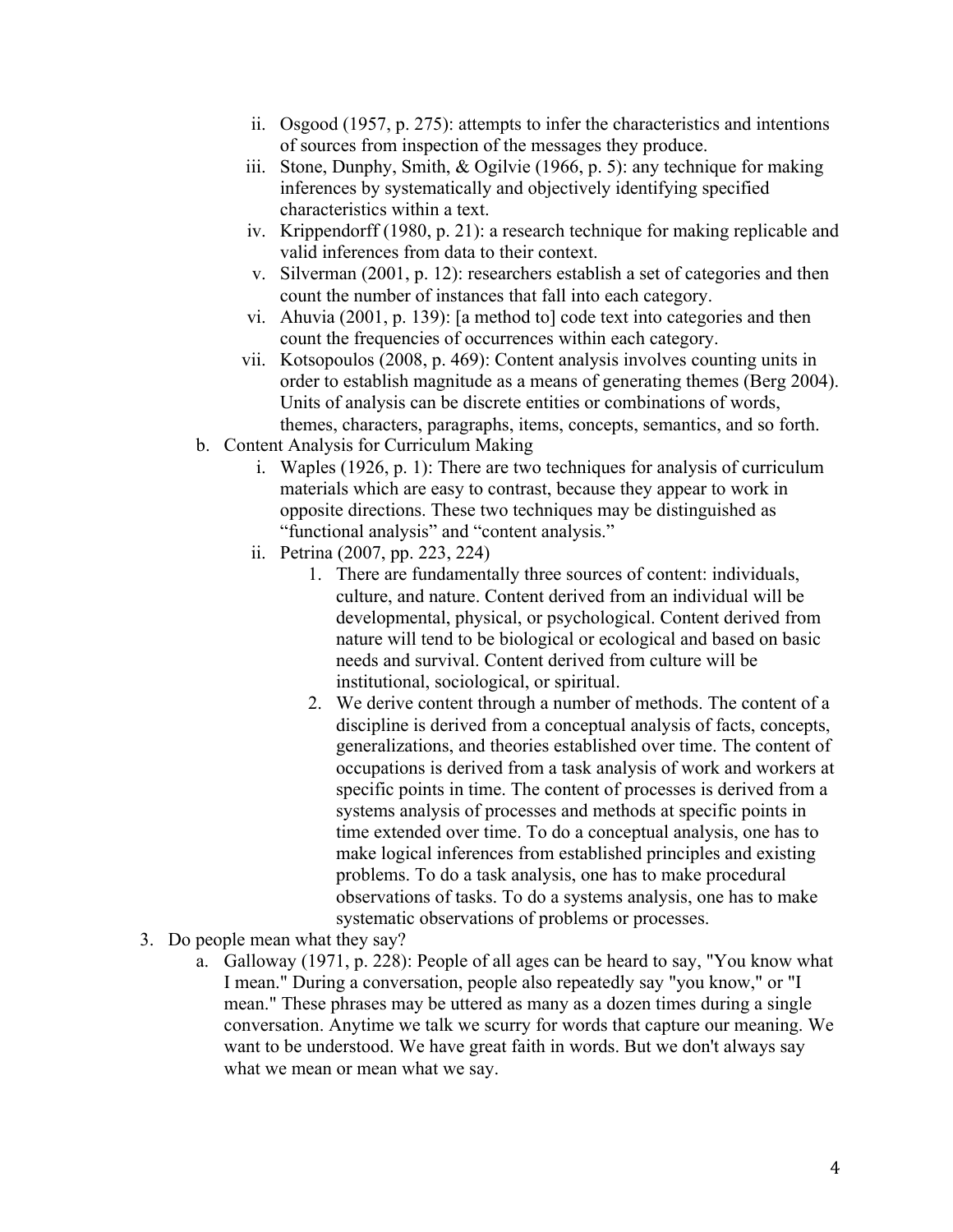ii. Osgood (1957, p. 275): attempts to infer the characteristics and intentions of sources from inspection of the messages they produce.
   iii. Stone, Dunphy, Smith, & Ogilvie (1966, p. 5): any technique for making inferences by systematically and objectively identifying specified characteristics within a text.
   iv. Krippendorff (1980, p. 21): a research technique for making replicable and valid inferences from data to their context.
   v. Silverman (2001, p. 12): researchers establish a set of categories and then count the number of instances that fall into each category.
   vi. Ahuvia (2001, p. 139): [a method to] code text into categories and then count the frequencies of occurrences within each category.
   vii. Kotsopoulos (2008, p. 469): Content analysis involves counting units in order to establish magnitude as a means of generating themes (Berg 2004). Units of analysis can be discrete entities or combinations of words, themes, characters, paragraphs, items, concepts, semantics, and so forth.

b. Content Analysis for Curriculum Making
   i. Waples (1926, p. 1): There are two techniques for analysis of curriculum materials which are easy to contrast, because they appear to work in opposite directions. These two techniques may be distinguished as "functional analysis" and "content analysis."
   ii. Petrina (2007, pp. 223, 224)
      1. There are fundamentally three sources of content: individuals, culture, and nature. Content derived from an individual will be developmental, physical, or psychological. Content derived from nature will tend to be biological or ecological and based on basic needs and survival. Content derived from culture will be institutional, sociological, or spiritual.
      2. We derive content through a number of methods. The content of a discipline is derived from a conceptual analysis of facts, concepts, generalizations, and theories established over time. The content of occupations is derived from a task analysis of work and workers at specific points in time. The content of processes is derived from a systems analysis of processes and methods at specific points in time extended over time. To do a conceptual analysis, one has to make logical inferences from established principles and existing problems. To do a task analysis, one has to make procedural observations of tasks. To do a systems analysis, one has to make systematic observations of problems or processes.

3. Do people mean what they say?
   a. Galloway (1971, p. 228): People of all ages can be heard to say, "You know what I mean." During a conversation, people also repeatedly say "you know," or "I mean." These phrases may be uttered as many as a dozen times during a single conversation. Anytime we talk we scurry for words that capture our meaning. We want to be understood. We have great faith in words. But we don't always say what we mean or mean what we say.